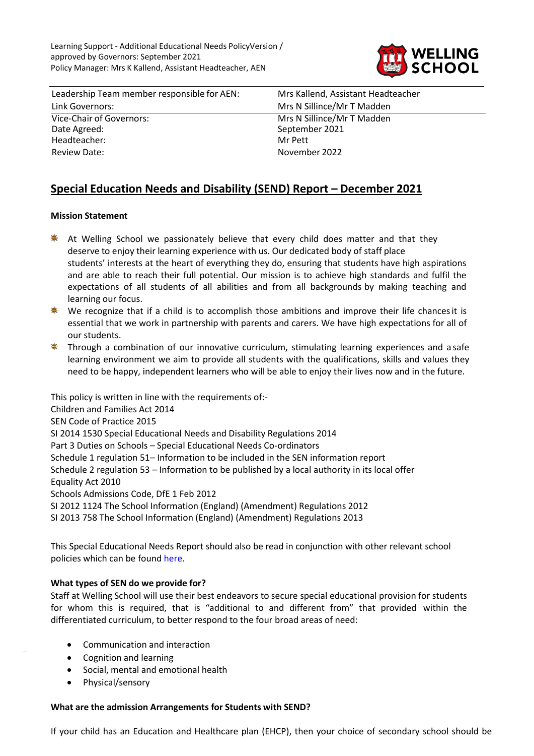Learning Support - Additional Educational Needs PolicyVersion / approved by Governors: September 2021
Policy Manager: Mrs K Kallend, Assistant Headteacher, AEN

| | |
|---|---|
| Leadership Team member responsible for AEN: | Mrs Kallend, Assistant Headteacher |
| Link Governors: | Mrs N Sillince/Mr T Madden |
| Vice-Chair of Governors: | Mrs N Sillince/Mr T Madden |
| Date Agreed: | September 2021 |
| Headteacher: | Mr Pett |
| Review Date: | November 2022 |

# Special Education Needs and Disability (SEND) Report – December 2021

**Mission Statement**

- At Welling School we passionately believe that every child does matter and that they deserve to enjoy their learning experience with us. Our dedicated body of staff place students' interests at the heart of everything they do, ensuring that students have high aspirations and are able to reach their full potential. Our mission is to achieve high standards and fulfil the expectations of all students of all abilities and from all backgrounds by making teaching and learning our focus.
- We recognize that if a child is to accomplish those ambitions and improve their life chances it is essential that we work in partnership with parents and carers. We have high expectations for all of our students.
- Through a combination of our innovative curriculum, stimulating learning experiences and a safe learning environment we aim to provide all students with the qualifications, skills and values they need to be happy, independent learners who will be able to enjoy their lives now and in the future.

This policy is written in line with the requirements of:-
Children and Families Act 2014
SEN Code of Practice 2015
SI 2014 1530 Special Educational Needs and Disability Regulations 2014
Part 3 Duties on Schools – Special Educational Needs Co-ordinators
Schedule 1 regulation 51– Information to be included in the SEN information report
Schedule 2 regulation 53 – Information to be published by a local authority in its local offer
Equality Act 2010
Schools Admissions Code, DfE 1 Feb 2012
SI 2012 1124 The School Information (England) (Amendment) Regulations 2012
SI 2013 758 The School Information (England) (Amendment) Regulations 2013

This Special Educational Needs Report should also be read in conjunction with other relevant school policies which can be found here.

**What types of SEN do we provide for?**

Staff at Welling School will use their best endeavors to secure special educational provision for students for whom this is required, that is "additional to and different from" that provided within the differentiated curriculum, to better respond to the four broad areas of need:

- Communication and interaction
- Cognition and learning
- Social, mental and emotional health
- Physical/sensory

**What are the admission Arrangements for Students with SEND?**

If your child has an Education and Healthcare plan (EHCP), then your choice of secondary school should be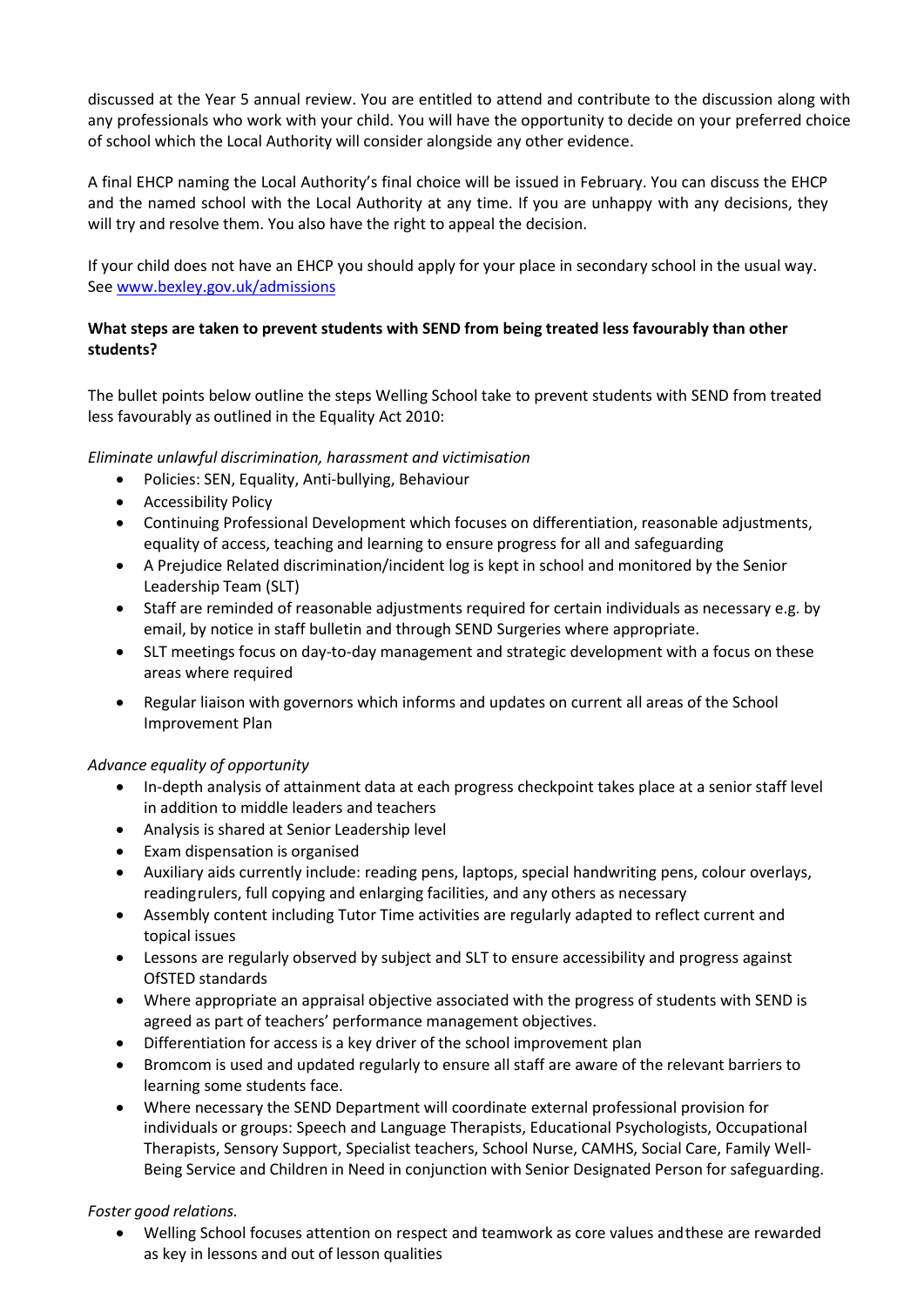discussed at the Year 5 annual review. You are entitled to attend and contribute to the discussion along with any professionals who work with your child. You will have the opportunity to decide on your preferred choice of school which the Local Authority will consider alongside any other evidence.

A final EHCP naming the Local Authority's final choice will be issued in February. You can discuss the EHCP and the named school with the Local Authority at any time. If you are unhappy with any decisions, they will try and resolve them. You also have the right to appeal the decision.

If your child does not have an EHCP you should apply for your place in secondary school in the usual way. See [www.bexley.gov.uk/admissions](www.bexley.gov.uk/admissions)

**What steps are taken to prevent students with SEND from being treated less favourably than other students?**

The bullet points below outline the steps Welling School take to prevent students with SEND from treated less favourably as outlined in the Equality Act 2010:

*Eliminate unlawful discrimination, harassment and victimisation*

- Policies: SEN, Equality, Anti-bullying, Behaviour
- Accessibility Policy
- Continuing Professional Development which focuses on differentiation, reasonable adjustments, equality of access, teaching and learning to ensure progress for all and safeguarding
- A Prejudice Related discrimination/incident log is kept in school and monitored by the Senior Leadership Team (SLT)
- Staff are reminded of reasonable adjustments required for certain individuals as necessary e.g. by email, by notice in staff bulletin and through SEND Surgeries where appropriate.
- SLT meetings focus on day-to-day management and strategic development with a focus on these areas where required
- Regular liaison with governors which informs and updates on current all areas of the School Improvement Plan

*Advance equality of opportunity*

- In-depth analysis of attainment data at each progress checkpoint takes place at a senior staff level in addition to middle leaders and teachers
- Analysis is shared at Senior Leadership level
- Exam dispensation is organised
- Auxiliary aids currently include: reading pens, laptops, special handwriting pens, colour overlays, readingrulers, full copying and enlarging facilities, and any others as necessary
- Assembly content including Tutor Time activities are regularly adapted to reflect current and topical issues
- Lessons are regularly observed by subject and SLT to ensure accessibility and progress against OfSTED standards
- Where appropriate an appraisal objective associated with the progress of students with SEND is agreed as part of teachers' performance management objectives.
- Differentiation for access is a key driver of the school improvement plan
- Bromcom is used and updated regularly to ensure all staff are aware of the relevant barriers to learning some students face.
- Where necessary the SEND Department will coordinate external professional provision for individuals or groups: Speech and Language Therapists, Educational Psychologists, Occupational Therapists, Sensory Support, Specialist teachers, School Nurse, CAMHS, Social Care, Family Well-Being Service and Children in Need in conjunction with Senior Designated Person for safeguarding.

*Foster good relations.*

- Welling School focuses attention on respect and teamwork as core values andthese are rewarded as key in lessons and out of lesson qualities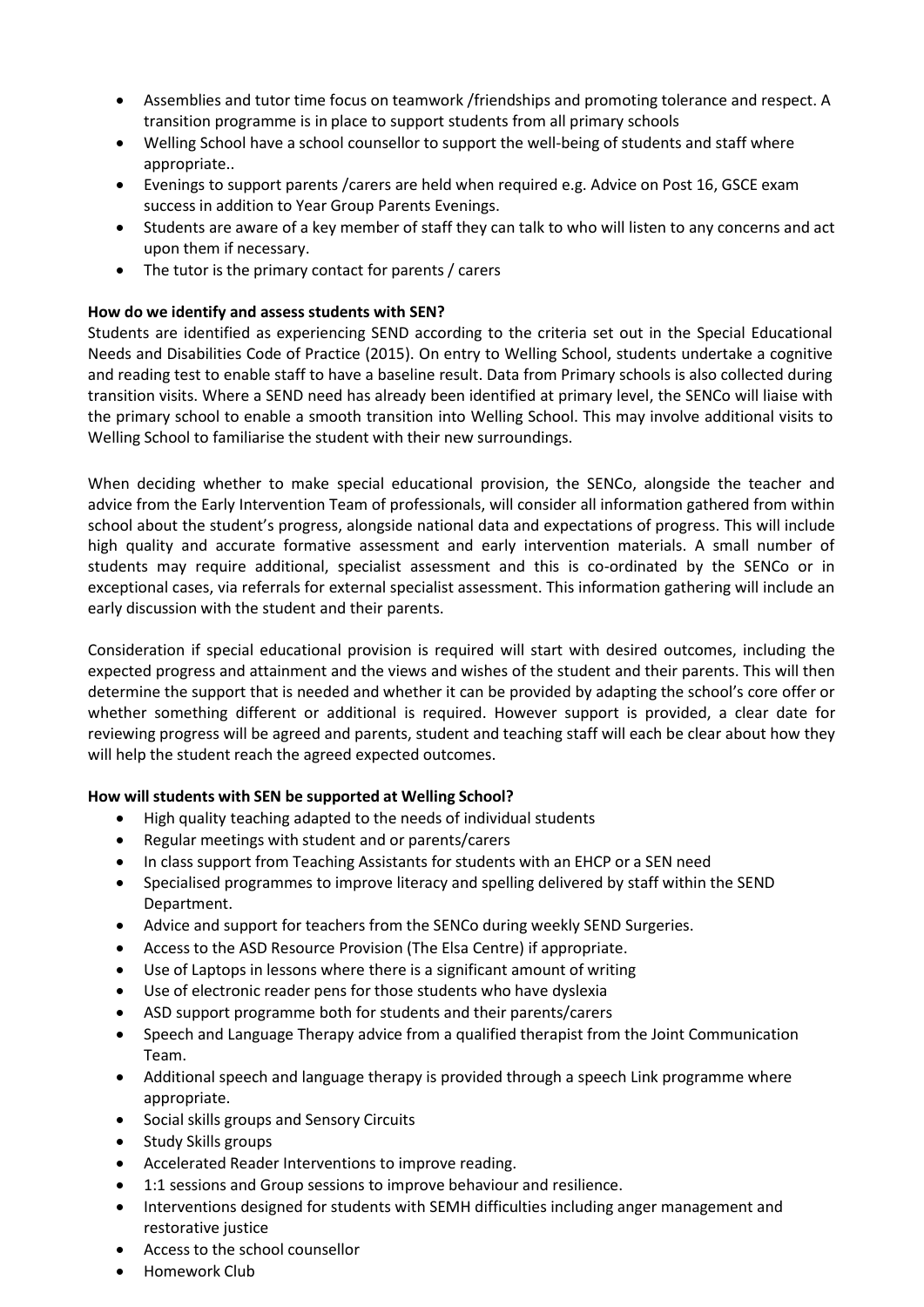- Assemblies and tutor time focus on teamwork /friendships and promoting tolerance and respect. A transition programme is in place to support students from all primary schools
- Welling School have a school counsellor to support the well-being of students and staff where appropriate..
- Evenings to support parents /carers are held when required e.g. Advice on Post 16, GSCE exam success in addition to Year Group Parents Evenings.
- Students are aware of a key member of staff they can talk to who will listen to any concerns and act upon them if necessary.
- The tutor is the primary contact for parents / carers

**How do we identify and assess students with SEN?**

Students are identified as experiencing SEND according to the criteria set out in the Special Educational Needs and Disabilities Code of Practice (2015). On entry to Welling School, students undertake a cognitive and reading test to enable staff to have a baseline result. Data from Primary schools is also collected during transition visits. Where a SEND need has already been identified at primary level, the SENCo will liaise with the primary school to enable a smooth transition into Welling School. This may involve additional visits to Welling School to familiarise the student with their new surroundings.

When deciding whether to make special educational provision, the SENCo, alongside the teacher and advice from the Early Intervention Team of professionals, will consider all information gathered from within school about the student's progress, alongside national data and expectations of progress. This will include high quality and accurate formative assessment and early intervention materials. A small number of students may require additional, specialist assessment and this is co-ordinated by the SENCo or in exceptional cases, via referrals for external specialist assessment. This information gathering will include an early discussion with the student and their parents.

Consideration if special educational provision is required will start with desired outcomes, including the expected progress and attainment and the views and wishes of the student and their parents. This will then determine the support that is needed and whether it can be provided by adapting the school's core offer or whether something different or additional is required. However support is provided, a clear date for reviewing progress will be agreed and parents, student and teaching staff will each be clear about how they will help the student reach the agreed expected outcomes.

**How will students with SEN be supported at Welling School?**

- High quality teaching adapted to the needs of individual students
- Regular meetings with student and or parents/carers
- In class support from Teaching Assistants for students with an EHCP or a SEN need
- Specialised programmes to improve literacy and spelling delivered by staff within the SEND Department.
- Advice and support for teachers from the SENCo during weekly SEND Surgeries.
- Access to the ASD Resource Provision (The Elsa Centre) if appropriate.
- Use of Laptops in lessons where there is a significant amount of writing
- Use of electronic reader pens for those students who have dyslexia
- ASD support programme both for students and their parents/carers
- Speech and Language Therapy advice from a qualified therapist from the Joint Communication Team.
- Additional speech and language therapy is provided through a speech Link programme where appropriate.
- Social skills groups and Sensory Circuits
- Study Skills groups
- Accelerated Reader Interventions to improve reading.
- 1:1 sessions and Group sessions to improve behaviour and resilience.
- Interventions designed for students with SEMH difficulties including anger management and restorative justice
- Access to the school counsellor
- Homework Club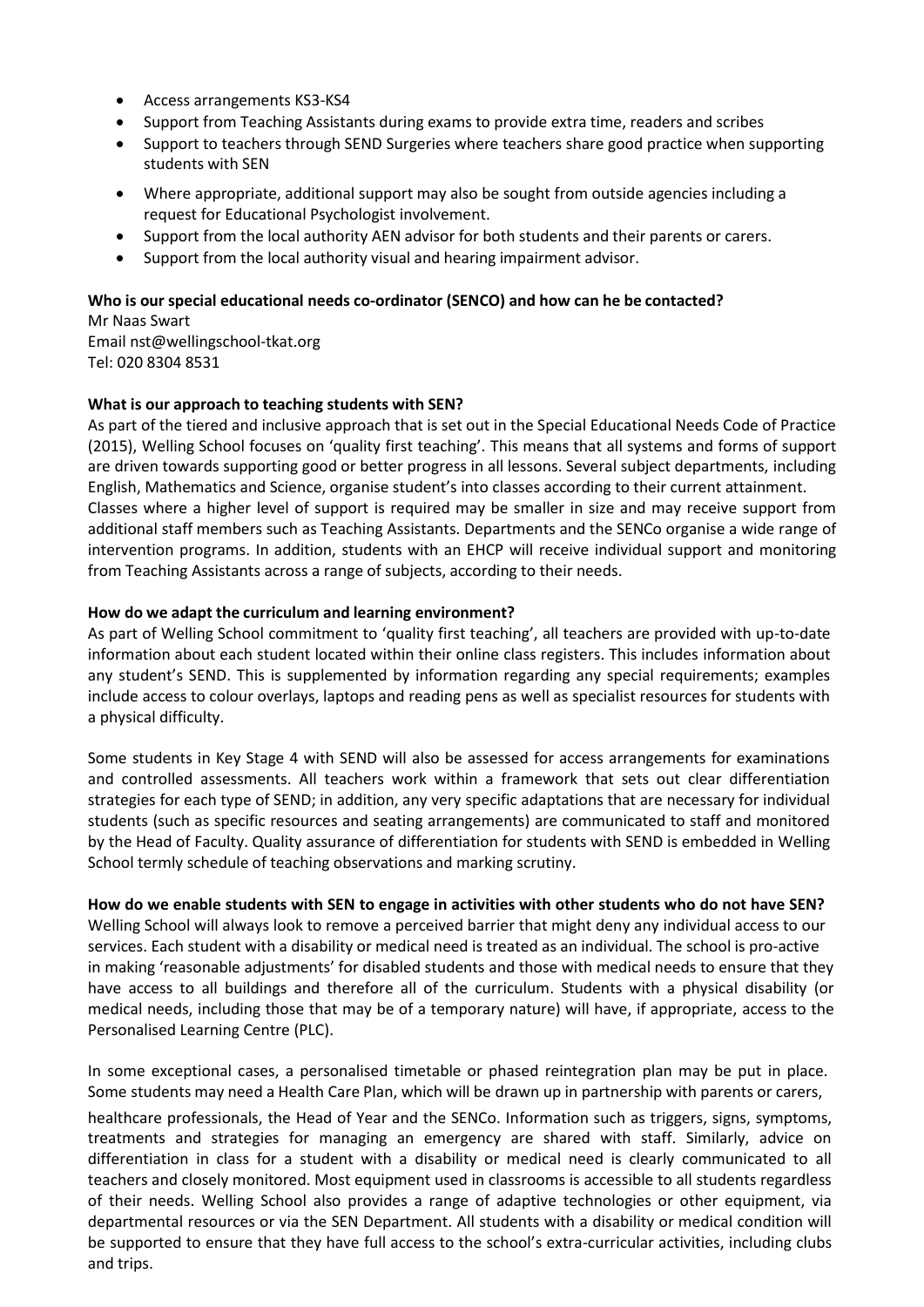- Access arrangements KS3-KS4
- Support from Teaching Assistants during exams to provide extra time, readers and scribes
- Support to teachers through SEND Surgeries where teachers share good practice when supporting students with SEN
- Where appropriate, additional support may also be sought from outside agencies including a request for Educational Psychologist involvement.
- Support from the local authority AEN advisor for both students and their parents or carers.
- Support from the local authority visual and hearing impairment advisor.

**Who is our special educational needs co-ordinator (SENCO) and how can he be contacted?**

Mr Naas Swart
Email nst@wellingschool-tkat.org
Tel: 020 8304 8531

**What is our approach to teaching students with SEN?**

As part of the tiered and inclusive approach that is set out in the Special Educational Needs Code of Practice (2015), Welling School focuses on 'quality first teaching'. This means that all systems and forms of support are driven towards supporting good or better progress in all lessons. Several subject departments, including English, Mathematics and Science, organise student's into classes according to their current attainment. Classes where a higher level of support is required may be smaller in size and may receive support from additional staff members such as Teaching Assistants. Departments and the SENCo organise a wide range of intervention programs. In addition, students with an EHCP will receive individual support and monitoring from Teaching Assistants across a range of subjects, according to their needs.

**How do we adapt the curriculum and learning environment?**

As part of Welling School commitment to 'quality first teaching', all teachers are provided with up-to-date information about each student located within their online class registers. This includes information about any student's SEND. This is supplemented by information regarding any special requirements; examples include access to colour overlays, laptops and reading pens as well as specialist resources for students with a physical difficulty.

Some students in Key Stage 4 with SEND will also be assessed for access arrangements for examinations and controlled assessments. All teachers work within a framework that sets out clear differentiation strategies for each type of SEND; in addition, any very specific adaptations that are necessary for individual students (such as specific resources and seating arrangements) are communicated to staff and monitored by the Head of Faculty. Quality assurance of differentiation for students with SEND is embedded in Welling School termly schedule of teaching observations and marking scrutiny.

**How do we enable students with SEN to engage in activities with other students who do not have SEN?**

Welling School will always look to remove a perceived barrier that might deny any individual access to our services. Each student with a disability or medical need is treated as an individual. The school is pro-active in making 'reasonable adjustments' for disabled students and those with medical needs to ensure that they have access to all buildings and therefore all of the curriculum. Students with a physical disability (or medical needs, including those that may be of a temporary nature) will have, if appropriate, access to the Personalised Learning Centre (PLC).

In some exceptional cases, a personalised timetable or phased reintegration plan may be put in place. Some students may need a Health Care Plan, which will be drawn up in partnership with parents or carers, healthcare professionals, the Head of Year and the SENCo. Information such as triggers, signs, symptoms, treatments and strategies for managing an emergency are shared with staff. Similarly, advice on differentiation in class for a student with a disability or medical need is clearly communicated to all teachers and closely monitored. Most equipment used in classrooms is accessible to all students regardless of their needs. Welling School also provides a range of adaptive technologies or other equipment, via departmental resources or via the SEN Department. All students with a disability or medical condition will be supported to ensure that they have full access to the school's extra-curricular activities, including clubs and trips.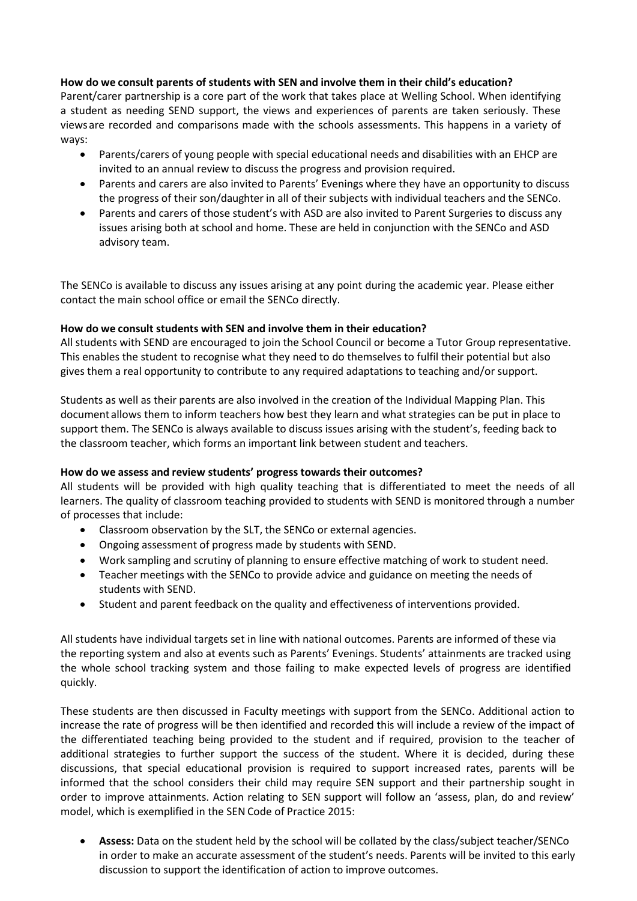**How do we consult parents of students with SEN and involve them in their child's education?**

Parent/carer partnership is a core part of the work that takes place at Welling School. When identifying a student as needing SEND support, the views and experiences of parents are taken seriously. These views are recorded and comparisons made with the schools assessments. This happens in a variety of ways:

- Parents/carers of young people with special educational needs and disabilities with an EHCP are invited to an annual review to discuss the progress and provision required.
- Parents and carers are also invited to Parents' Evenings where they have an opportunity to discuss the progress of their son/daughter in all of their subjects with individual teachers and the SENCo.
- Parents and carers of those student's with ASD are also invited to Parent Surgeries to discuss any issues arising both at school and home. These are held in conjunction with the SENCo and ASD advisory team.

The SENCo is available to discuss any issues arising at any point during the academic year. Please either contact the main school office or email the SENCo directly.

**How do we consult students with SEN and involve them in their education?**

All students with SEND are encouraged to join the School Council or become a Tutor Group representative. This enables the student to recognise what they need to do themselves to fulfil their potential but also gives them a real opportunity to contribute to any required adaptations to teaching and/or support.

Students as well as their parents are also involved in the creation of the Individual Mapping Plan. This document allows them to inform teachers how best they learn and what strategies can be put in place to support them. The SENCo is always available to discuss issues arising with the student's, feeding back to the classroom teacher, which forms an important link between student and teachers.

**How do we assess and review students' progress towards their outcomes?**

All students will be provided with high quality teaching that is differentiated to meet the needs of all learners. The quality of classroom teaching provided to students with SEND is monitored through a number of processes that include:

- Classroom observation by the SLT, the SENCo or external agencies.
- Ongoing assessment of progress made by students with SEND.
- Work sampling and scrutiny of planning to ensure effective matching of work to student need.
- Teacher meetings with the SENCo to provide advice and guidance on meeting the needs of students with SEND.
- Student and parent feedback on the quality and effectiveness of interventions provided.

All students have individual targets set in line with national outcomes. Parents are informed of these via the reporting system and also at events such as Parents' Evenings. Students' attainments are tracked using the whole school tracking system and those failing to make expected levels of progress are identified quickly.

These students are then discussed in Faculty meetings with support from the SENCo. Additional action to increase the rate of progress will be then identified and recorded this will include a review of the impact of the differentiated teaching being provided to the student and if required, provision to the teacher of additional strategies to further support the success of the student. Where it is decided, during these discussions, that special educational provision is required to support increased rates, parents will be informed that the school considers their child may require SEN support and their partnership sought in order to improve attainments. Action relating to SEN support will follow an 'assess, plan, do and review' model, which is exemplified in the SEN Code of Practice 2015:

- **Assess:** Data on the student held by the school will be collated by the class/subject teacher/SENCo in order to make an accurate assessment of the student's needs. Parents will be invited to this early discussion to support the identification of action to improve outcomes.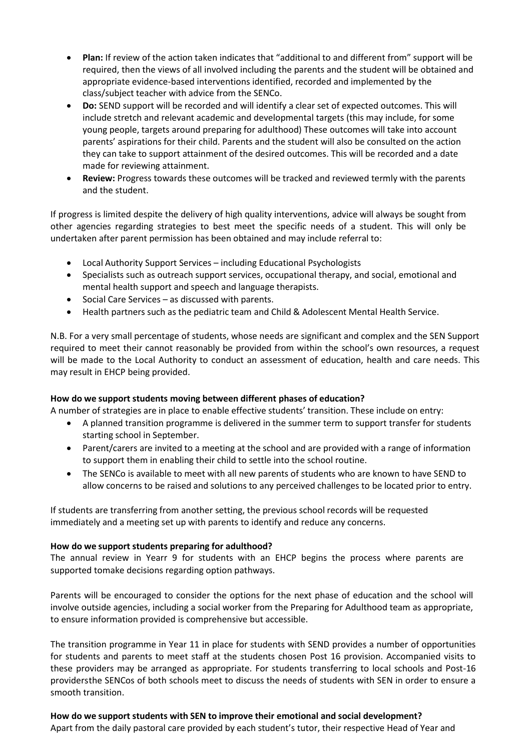- **Plan:** If review of the action taken indicates that "additional to and different from" support will be required, then the views of all involved including the parents and the student will be obtained and appropriate evidence-based interventions identified, recorded and implemented by the class/subject teacher with advice from the SENCo.
- **Do:** SEND support will be recorded and will identify a clear set of expected outcomes. This will include stretch and relevant academic and developmental targets (this may include, for some young people, targets around preparing for adulthood) These outcomes will take into account parents' aspirations for their child. Parents and the student will also be consulted on the action they can take to support attainment of the desired outcomes. This will be recorded and a date made for reviewing attainment.
- **Review:** Progress towards these outcomes will be tracked and reviewed termly with the parents and the student.

If progress is limited despite the delivery of high quality interventions, advice will always be sought from other agencies regarding strategies to best meet the specific needs of a student. This will only be undertaken after parent permission has been obtained and may include referral to:

- Local Authority Support Services – including Educational Psychologists
- Specialists such as outreach support services, occupational therapy, and social, emotional and mental health support and speech and language therapists.
- Social Care Services – as discussed with parents.
- Health partners such as the pediatric team and Child & Adolescent Mental Health Service.

N.B. For a very small percentage of students, whose needs are significant and complex and the SEN Support required to meet their cannot reasonably be provided from within the school's own resources, a request will be made to the Local Authority to conduct an assessment of education, health and care needs. This may result in EHCP being provided.

**How do we support students moving between different phases of education?**

A number of strategies are in place to enable effective students' transition. These include on entry:

- A planned transition programme is delivered in the summer term to support transfer for students starting school in September.
- Parent/carers are invited to a meeting at the school and are provided with a range of information to support them in enabling their child to settle into the school routine.
- The SENCo is available to meet with all new parents of students who are known to have SEND to allow concerns to be raised and solutions to any perceived challenges to be located prior to entry.

If students are transferring from another setting, the previous school records will be requested immediately and a meeting set up with parents to identify and reduce any concerns.

**How do we support students preparing for adulthood?**

The annual review in Yearr 9 for students with an EHCP begins the process where parents are supported tomake decisions regarding option pathways.

Parents will be encouraged to consider the options for the next phase of education and the school will involve outside agencies, including a social worker from the Preparing for Adulthood team as appropriate, to ensure information provided is comprehensive but accessible.

The transition programme in Year 11 in place for students with SEND provides a number of opportunities for students and parents to meet staff at the students chosen Post 16 provision. Accompanied visits to these providers may be arranged as appropriate. For students transferring to local schools and Post-16 providersthe SENCos of both schools meet to discuss the needs of students with SEN in order to ensure a smooth transition.

**How do we support students with SEN to improve their emotional and social development?**

Apart from the daily pastoral care provided by each student's tutor, their respective Head of Year and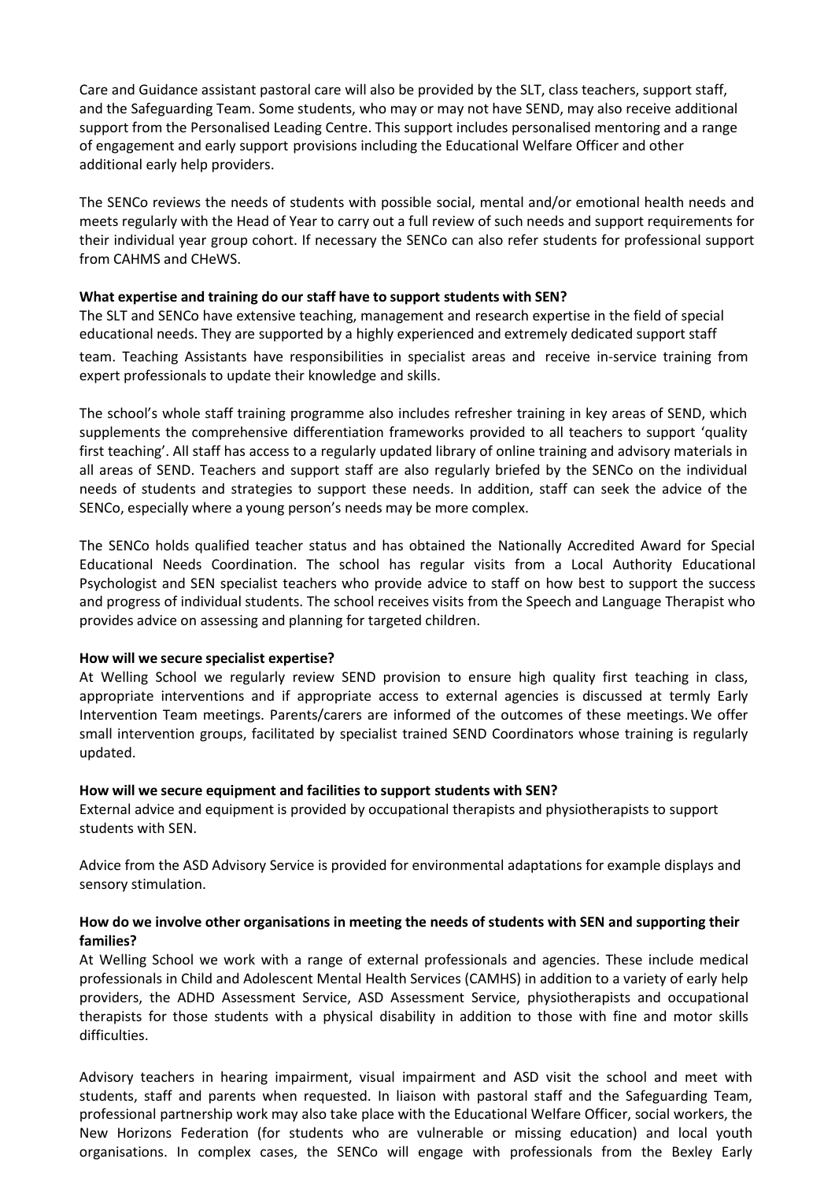Care and Guidance assistant pastoral care will also be provided by the SLT, class teachers, support staff, and the Safeguarding Team. Some students, who may or may not have SEND, may also receive additional support from the Personalised Leading Centre. This support includes personalised mentoring and a range of engagement and early support provisions including the Educational Welfare Officer and other additional early help providers.

The SENCo reviews the needs of students with possible social, mental and/or emotional health needs and meets regularly with the Head of Year to carry out a full review of such needs and support requirements for their individual year group cohort. If necessary the SENCo can also refer students for professional support from CAHMS and CHeWS.

**What expertise and training do our staff have to support students with SEN?**

The SLT and SENCo have extensive teaching, management and research expertise in the field of special educational needs. They are supported by a highly experienced and extremely dedicated support staff team. Teaching Assistants have responsibilities in specialist areas and receive in-service training from expert professionals to update their knowledge and skills.

The school's whole staff training programme also includes refresher training in key areas of SEND, which supplements the comprehensive differentiation frameworks provided to all teachers to support 'quality first teaching'. All staff has access to a regularly updated library of online training and advisory materials in all areas of SEND. Teachers and support staff are also regularly briefed by the SENCo on the individual needs of students and strategies to support these needs. In addition, staff can seek the advice of the SENCo, especially where a young person's needs may be more complex.

The SENCo holds qualified teacher status and has obtained the Nationally Accredited Award for Special Educational Needs Coordination. The school has regular visits from a Local Authority Educational Psychologist and SEN specialist teachers who provide advice to staff on how best to support the success and progress of individual students. The school receives visits from the Speech and Language Therapist who provides advice on assessing and planning for targeted children.

**How will we secure specialist expertise?**

At Welling School we regularly review SEND provision to ensure high quality first teaching in class, appropriate interventions and if appropriate access to external agencies is discussed at termly Early Intervention Team meetings. Parents/carers are informed of the outcomes of these meetings. We offer small intervention groups, facilitated by specialist trained SEND Coordinators whose training is regularly updated.

**How will we secure equipment and facilities to support students with SEN?**

External advice and equipment is provided by occupational therapists and physiotherapists to support students with SEN.

Advice from the ASD Advisory Service is provided for environmental adaptations for example displays and sensory stimulation.

**How do we involve other organisations in meeting the needs of students with SEN and supporting their families?**

At Welling School we work with a range of external professionals and agencies. These include medical professionals in Child and Adolescent Mental Health Services (CAMHS) in addition to a variety of early help providers, the ADHD Assessment Service, ASD Assessment Service, physiotherapists and occupational therapists for those students with a physical disability in addition to those with fine and motor skills difficulties.

Advisory teachers in hearing impairment, visual impairment and ASD visit the school and meet with students, staff and parents when requested. In liaison with pastoral staff and the Safeguarding Team, professional partnership work may also take place with the Educational Welfare Officer, social workers, the New Horizons Federation (for students who are vulnerable or missing education) and local youth organisations. In complex cases, the SENCo will engage with professionals from the Bexley Early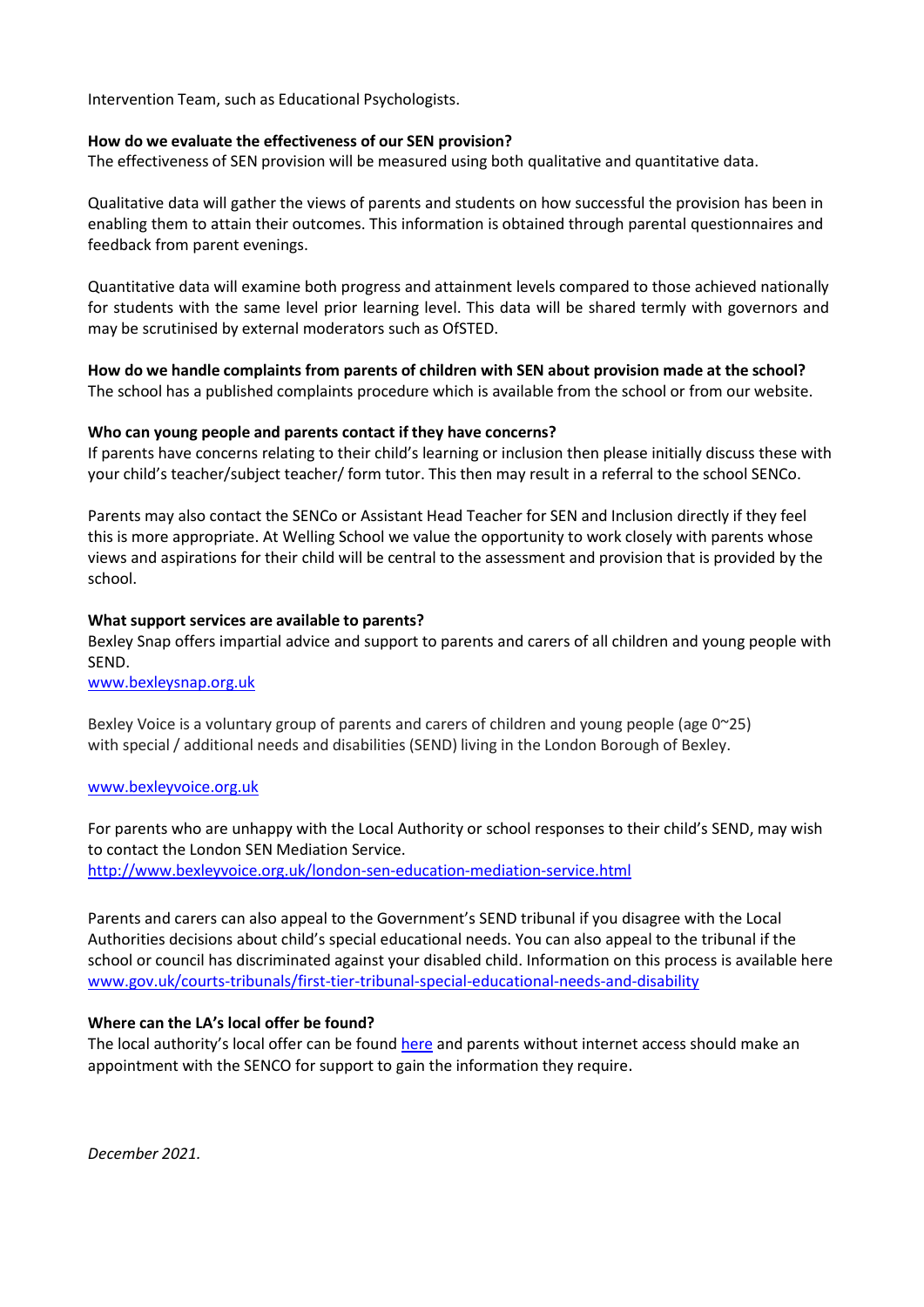Intervention Team, such as Educational Psychologists.

**How do we evaluate the effectiveness of our SEN provision?**

The effectiveness of SEN provision will be measured using both qualitative and quantitative data.

Qualitative data will gather the views of parents and students on how successful the provision has been in enabling them to attain their outcomes. This information is obtained through parental questionnaires and feedback from parent evenings.

Quantitative data will examine both progress and attainment levels compared to those achieved nationally for students with the same level prior learning level. This data will be shared termly with governors and may be scrutinised by external moderators such as OfSTED.

**How do we handle complaints from parents of children with SEN about provision made at the school?**

The school has a published complaints procedure which is available from the school or from our website.

**Who can young people and parents contact if they have concerns?**

If parents have concerns relating to their child's learning or inclusion then please initially discuss these with your child's teacher/subject teacher/ form tutor. This then may result in a referral to the school SENCo.

Parents may also contact the SENCo or Assistant Head Teacher for SEN and Inclusion directly if they feel this is more appropriate. At Welling School we value the opportunity to work closely with parents whose views and aspirations for their child will be central to the assessment and provision that is provided by the school.

**What support services are available to parents?**

Bexley Snap offers impartial advice and support to parents and carers of all children and young people with SEND.

[www.bexleysnap.org.uk](http://www.bexleysnap.org.uk)

Bexley Voice is a voluntary group of parents and carers of children and young people (age 0~25) with special / additional needs and disabilities (SEND) living in the London Borough of Bexley.

[www.bexleyvoice.org.uk](http://www.bexleyvoice.org.uk)

For parents who are unhappy with the Local Authority or school responses to their child's SEND, may wish to contact the London SEN Mediation Service.

[http://www.bexleyvoice.org.uk/london-sen-education-mediation-service.html](http://www.bexleyvoice.org.uk/london-sen-education-mediation-service.html)

Parents and carers can also appeal to the Government's SEND tribunal if you disagree with the Local Authorities decisions about child's special educational needs. You can also appeal to the tribunal if the school or council has discriminated against your disabled child. Information on this process is available here [www.gov.uk/courts-tribunals/first-tier-tribunal-special-educational-needs-and-disability](http://www.gov.uk/courts-tribunals/first-tier-tribunal-special-educational-needs-and-disability)

**Where can the LA's local offer be found?**

The local authority's local offer can be found here and parents without internet access should make an appointment with the SENCO for support to gain the information they require.

*December 2021.*